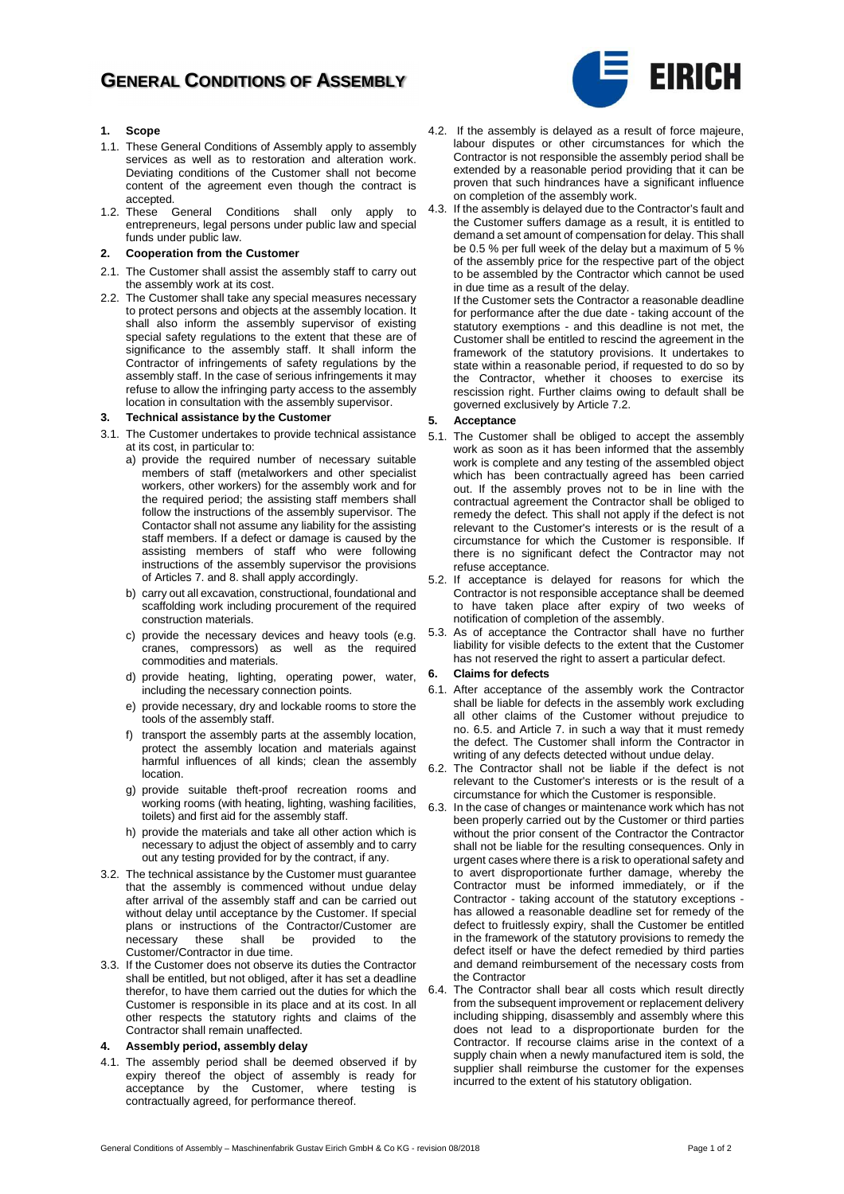# GENERAL CONDITIONS OF ASSEMBLY

## 1. Scope

1.1. These General Conditions of Assembly apply to assembly services as well as to restoration and alteration work. Deviating conditions of the Customer shall not become content of the agreement even though the contract is accepted.

1.2. These General Conditions shall only apply to entrepreneurs, legal persons under public law and special funds under public law.

## 2. Cooperation from the Customer

2.1. The Customer shall assist the assembly staff to carry out the assembly work at its cost.

2.2. The Customer shall take any special measures necessary to protect persons and objects at the assembly location. It shall also inform the assembly supervisor of existing special safety regulations to the extent that these are of significance to the assembly staff. It shall inform the Contractor of infringements of safety regulations by the assembly staff. In the case of serious infringements it may refuse to allow the infringing party access to the assembly location in consultation with the assembly supervisor.

## 3. Technical assistance by the Customer

3.1. The Customer undertakes to provide technical assistance at its cost, in particular to:

a) provide the required number of necessary suitable members of staff (metalworkers and other specialist workers, other workers) for the assembly work and for the required period; the assisting staff members shall follow the instructions of the assembly supervisor. The Contactor shall not assume any liability for the assisting staff members. If a defect or damage is caused by the assisting members of staff who were following instructions of the assembly supervisor the provisions of Articles 7. and 8. shall apply accordingly.

b) carry out all excavation, constructional, foundational and scaffolding work including procurement of the required construction materials.

c) provide the necessary devices and heavy tools (e.g. cranes, compressors) as well as the required commodities and materials.

d) provide heating, lighting, operating power, water, including the necessary connection points.

e) provide necessary, dry and lockable rooms to store the tools of the assembly staff.

f) transport the assembly parts at the assembly location, protect the assembly location and materials against harmful influences of all kinds; clean the assembly location.

g) provide suitable theft-proof recreation rooms and working rooms (with heating, lighting, washing facilities, toilets) and first aid for the assembly staff.

h) provide the materials and take all other action which is necessary to adjust the object of assembly and to carry out any testing provided for by the contract, if any.

3.2. The technical assistance by the Customer must guarantee that the assembly is commenced without undue delay after arrival of the assembly staff and can be carried out without delay until acceptance by the Customer. If special plans or instructions of the Contractor/Customer are necessary these shall be provided to the Customer/Contractor in due time.

3.3. If the Customer does not observe its duties the Contractor shall be entitled, but not obliged, after it has set a deadline therefor, to have them carried out the duties for which the Customer is responsible in its place and at its cost. In all other respects the statutory rights and claims of the Contractor shall remain unaffected.

## 4. Assembly period, assembly delay

4.1. The assembly period shall be deemed observed if by expiry thereof the object of assembly is ready for acceptance by the Customer, where testing is contractually agreed, for performance thereof.

4.2. If the assembly is delayed as a result of force majeure, labour disputes or other circumstances for which the Contractor is not responsible the assembly period shall be extended by a reasonable period providing that it can be proven that such hindrances have a significant influence on completion of the assembly work.

4.3. If the assembly is delayed due to the Contractor's fault and the Customer suffers damage as a result, it is entitled to demand a set amount of compensation for delay. This shall be 0.5 % per full week of the delay but a maximum of 5 % of the assembly price for the respective part of the object to be assembled by the Contractor which cannot be used in due time as a result of the delay.

If the Customer sets the Contractor a reasonable deadline for performance after the due date - taking account of the statutory exemptions - and this deadline is not met, the Customer shall be entitled to rescind the agreement in the framework of the statutory provisions. It undertakes to state within a reasonable period, if requested to do so by the Contractor, whether it chooses to exercise its rescission right. Further claims owing to default shall be governed exclusively by Article 7.2.

## 5. Acceptance

5.1. The Customer shall be obliged to accept the assembly work as soon as it has been informed that the assembly work is complete and any testing of the assembled object which has been contractually agreed has been carried out. If the assembly proves not to be in line with the contractual agreement the Contractor shall be obliged to remedy the defect. This shall not apply if the defect is not relevant to the Customer's interests or is the result of a circumstance for which the Customer is responsible. If there is no significant defect the Contractor may not refuse acceptance.

5.2. If acceptance is delayed for reasons for which the Contractor is not responsible acceptance shall be deemed to have taken place after expiry of two weeks of notification of completion of the assembly.

5.3. As of acceptance the Contractor shall have no further liability for visible defects to the extent that the Customer has not reserved the right to assert a particular defect.

## 6. Claims for defects

6.1. After acceptance of the assembly work the Contractor shall be liable for defects in the assembly work excluding all other claims of the Customer without prejudice to no. 6.5. and Article 7. in such a way that it must remedy the defect. The Customer shall inform the Contractor in writing of any defects detected without undue delay.

6.2. The Contractor shall not be liable if the defect is not relevant to the Customer's interests or is the result of a circumstance for which the Customer is responsible.

6.3. In the case of changes or maintenance work which has not been properly carried out by the Customer or third parties without the prior consent of the Contractor the Contractor shall not be liable for the resulting consequences. Only in urgent cases where there is a risk to operational safety and to avert disproportionate further damage, whereby the Contractor must be informed immediately, or if the Contractor - taking account of the statutory exceptions - has allowed a reasonable deadline set for remedy of the defect to fruitlessly expiry, shall the Customer be entitled in the framework of the statutory provisions to remedy the defect itself or have the defect remedied by third parties and demand reimbursement of the necessary costs from the Contractor

6.4. The Contractor shall bear all costs which result directly from the subsequent improvement or replacement delivery including shipping, disassembly and assembly where this does not lead to a disproportionate burden for the Contractor. If recourse claims arise in the context of a supply chain when a newly manufactured item is sold, the supplier shall reimburse the customer for the expenses incurred to the extent of his statutory obligation.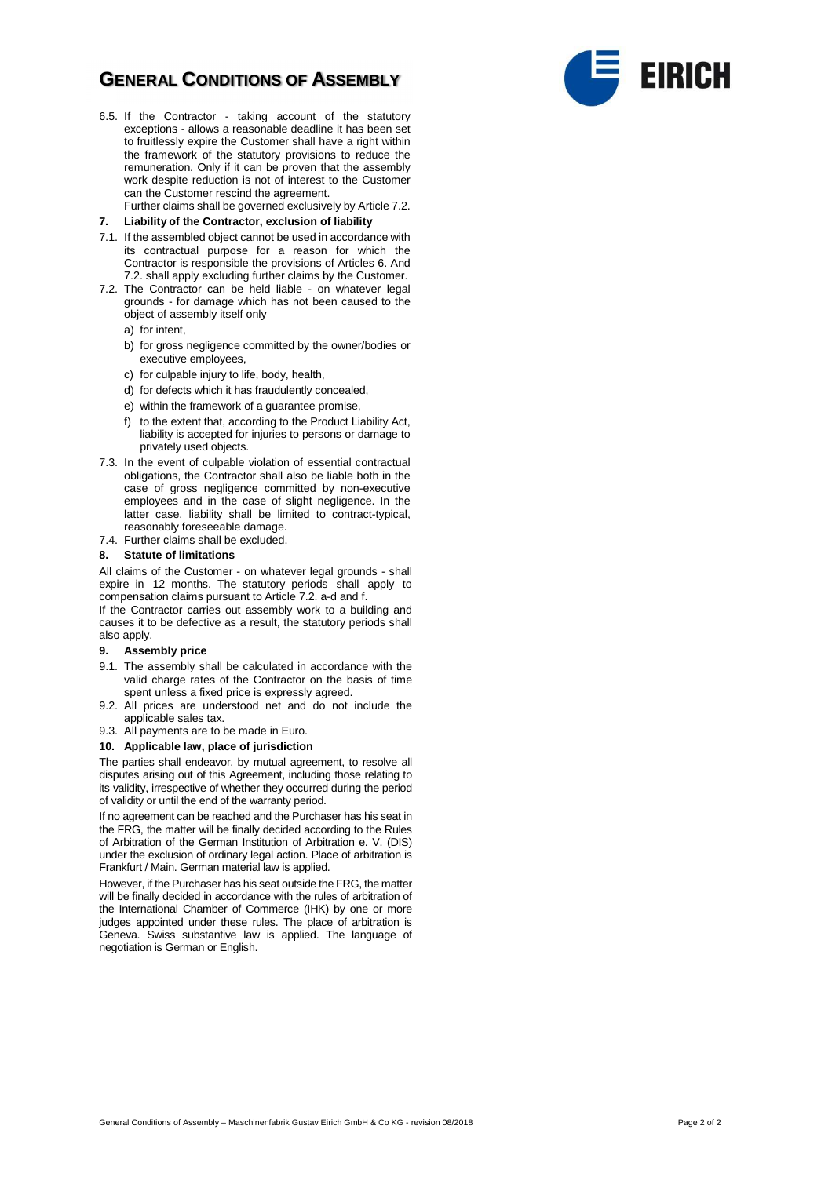# GENERAL CONDITIONS OF ASSEMBLY

6.5. If the Contractor - taking account of the statutory exceptions - allows a reasonable deadline it has been set to fruitlessly expire the Customer shall have a right within the framework of the statutory provisions to reduce the remuneration. Only if it can be proven that the assembly work despite reduction is not of interest to the Customer can the Customer rescind the agreement.
Further claims shall be governed exclusively by Article 7.2.

**7. Liability of the Contractor, exclusion of liability**

7.1. If the assembled object cannot be used in accordance with its contractual purpose for a reason for which the Contractor is responsible the provisions of Articles 6. And 7.2. shall apply excluding further claims by the Customer.

7.2. The Contractor can be held liable - on whatever legal grounds - for damage which has not been caused to the object of assembly itself only

a) for intent,
b) for gross negligence committed by the owner/bodies or executive employees,
c) for culpable injury to life, body, health,
d) for defects which it has fraudulently concealed,
e) within the framework of a guarantee promise,
f) to the extent that, according to the Product Liability Act, liability is accepted for injuries to persons or damage to privately used objects.

7.3. In the event of culpable violation of essential contractual obligations, the Contractor shall also be liable both in the case of gross negligence committed by non-executive employees and in the case of slight negligence. In the latter case, liability shall be limited to contract-typical, reasonably foreseeable damage.

7.4. Further claims shall be excluded.

**8. Statute of limitations**

All claims of the Customer - on whatever legal grounds - shall expire in 12 months. The statutory periods shall apply to compensation claims pursuant to Article 7.2. a-d and f.
If the Contractor carries out assembly work to a building and causes it to be defective as a result, the statutory periods shall also apply.

**9. Assembly price**

9.1. The assembly shall be calculated in accordance with the valid charge rates of the Contractor on the basis of time spent unless a fixed price is expressly agreed.

9.2. All prices are understood net and do not include the applicable sales tax.

9.3. All payments are to be made in Euro.

**10. Applicable law, place of jurisdiction**

The parties shall endeavor, by mutual agreement, to resolve all disputes arising out of this Agreement, including those relating to its validity, irrespective of whether they occurred during the period of validity or until the end of the warranty period.

If no agreement can be reached and the Purchaser has his seat in the FRG, the matter will be finally decided according to the Rules of Arbitration of the German Institution of Arbitration e. V. (DIS) under the exclusion of ordinary legal action. Place of arbitration is Frankfurt / Main. German material law is applied.

However, if the Purchaser has his seat outside the FRG, the matter will be finally decided in accordance with the rules of arbitration of the International Chamber of Commerce (IHK) by one or more judges appointed under these rules. The place of arbitration is Geneva. Swiss substantive law is applied. The language of negotiation is German or English.